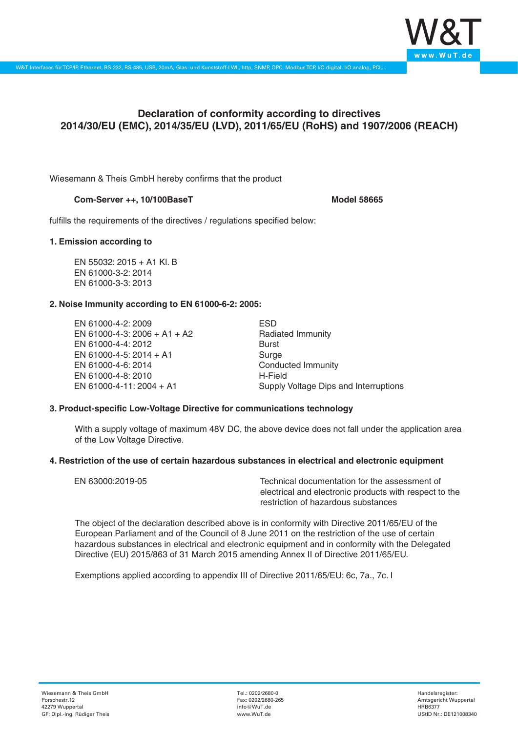# Declaration of conformity according to directives 2014/30/EU (EMC), 2014/35/EU (LVD), 2011/65/EU (RoHS) and 1907/2006 (REACH)

Wiesemann & Theis GmbH hereby confirms that the product

**Com-Server ++, 10/100BaseT** **Model 58665**

fulfills the requirements of the directives / regulations specified below:

**1. Emission according to**

EN 55032: 2015 + A1 Kl. B
EN 61000-3-2: 2014
EN 61000-3-3: 2013

**2. Noise Immunity according to EN 61000-6-2: 2005:**

| | |
|---|---|
| EN 61000-4-2: 2009 | ESD |
| EN 61000-4-3: 2006 + A1 + A2 | Radiated Immunity |
| EN 61000-4-4: 2012 | Burst |
| EN 61000-4-5: 2014 + A1 | Surge |
| EN 61000-4-6: 2014 | Conducted Immunity |
| EN 61000-4-8: 2010 | H-Field |
| EN 61000-4-11: 2004 + A1 | Supply Voltage Dips and Interruptions |

**3. Product-specific Low-Voltage Directive for communications technology**

With a supply voltage of maximum 48V DC, the above device does not fall under the application area of the Low Voltage Directive.

**4. Restriction of the use of certain hazardous substances in electrical and electronic equipment**

| | |
|---|---|
| EN 63000:2019-05 | Technical documentation for the assessment of electrical and electronic products with respect to the restriction of hazardous substances |

The object of the declaration described above is in conformity with Directive 2011/65/EU of the European Parliament and of the Council of 8 June 2011 on the restriction of the use of certain hazardous substances in electrical and electronic equipment and in conformity with the Delegated Directive (EU) 2015/863 of 31 March 2015 amending Annex II of Directive 2011/65/EU.

Exemptions applied according to appendix III of Directive 2011/65/EU: 6c, 7a., 7c. I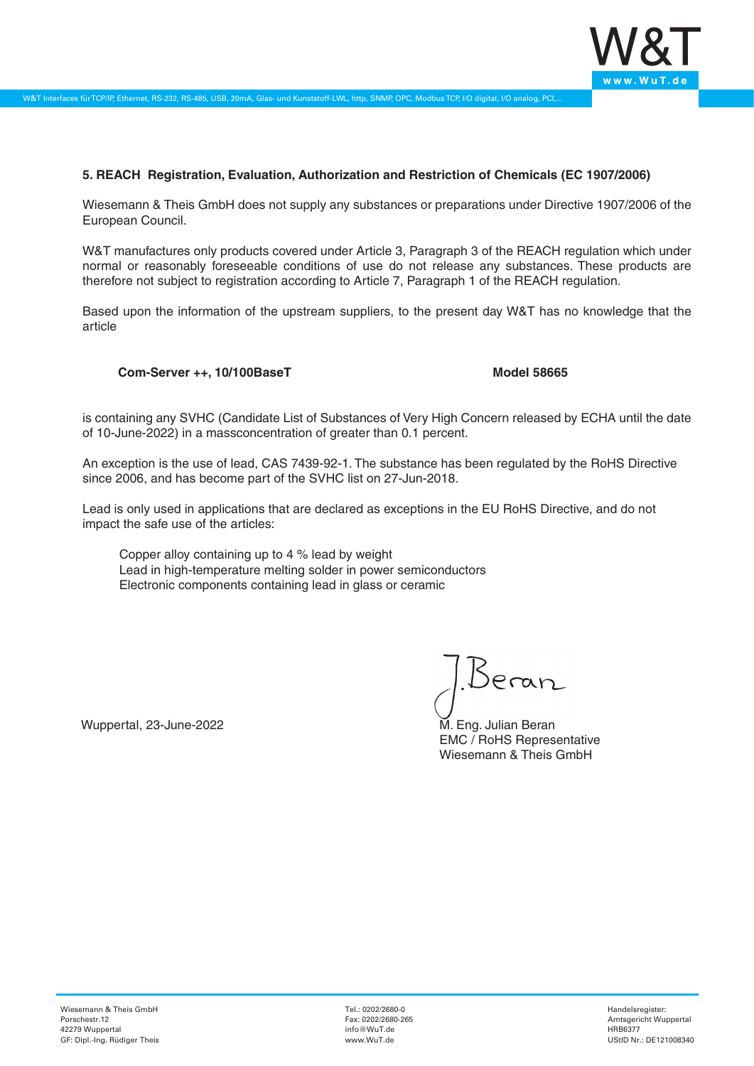## 5. REACH Registration, Evaluation, Authorization and Restriction of Chemicals (EC 1907/2006)

Wiesemann & Theis GmbH does not supply any substances or preparations under Directive 1907/2006 of the European Council.

W&T manufactures only products covered under Article 3, Paragraph 3 of the REACH regulation which under normal or reasonably foreseeable conditions of use do not release any substances. These products are therefore not subject to registration according to Article 7, Paragraph 1 of the REACH regulation.

Based upon the information of the upstream suppliers, to the present day W&T has no knowledge that the article

**Com-Server ++, 10/100BaseT** **Model 58665**

is containing any SVHC (Candidate List of Substances of Very High Concern released by ECHA until the date of 10-June-2022) in a massconcentration of greater than 0.1 percent.

An exception is the use of lead, CAS 7439-92-1. The substance has been regulated by the RoHS Directive since 2006, and has become part of the SVHC list on 27-Jun-2018.

Lead is only used in applications that are declared as exceptions in the EU RoHS Directive, and do not impact the safe use of the articles:

Copper alloy containing up to 4 % lead by weight
Lead in high-temperature melting solder in power semiconductors
Electronic components containing lead in glass or ceramic

Wuppertal, 23-June-2022

J. Beran

M. Eng. Julian Beran
EMC / RoHS Representative
Wiesemann & Theis GmbH